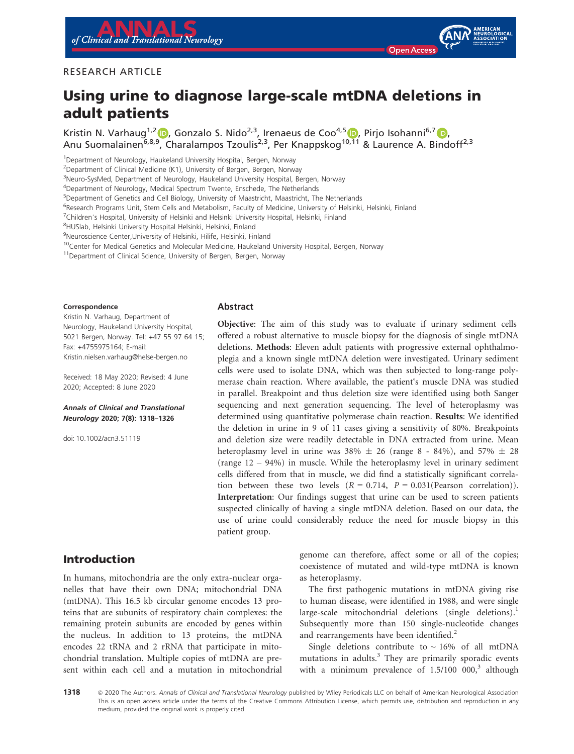RESEARCH ARTICLE

# Using urine to diagnose large-scale mtDNA deletions in adult patients

Kristin N. Varhaug[1,2], Gonzalo S. Nido[2,3], Irenaeus de Coo[4,5], Pirjo Isohanni[6,7], Anu Suomalainen[6,8,9], Charalampos Tzoulis[2,3], Per Knappskog[10,11] & Laurence A. Bindoff[2,3]

[1]Department of Neurology, Haukeland University Hospital, Bergen, Norway
[2]Department of Clinical Medicine (K1), University of Bergen, Bergen, Norway
[3]Neuro-SysMed, Department of Neurology, Haukeland University Hospital, Bergen, Norway
[4]Department of Neurology, Medical Spectrum Twente, Enschede, The Netherlands
[5]Department of Genetics and Cell Biology, University of Maastricht, Maastricht, The Netherlands
[6]Research Programs Unit, Stem Cells and Metabolism, Faculty of Medicine, University of Helsinki, Helsinki, Finland
[7]Children's Hospital, University of Helsinki and Helsinki University Hospital, Helsinki, Finland
[8]HUSlab, Helsinki University Hospital Helsinki, Helsinki, Finland
[9]Neuroscience Center,University of Helsinki, Hilife, Helsinki, Finland
[10]Center for Medical Genetics and Molecular Medicine, Haukeland University Hospital, Bergen, Norway
[11]Department of Clinical Science, University of Bergen, Bergen, Norway

**Correspondence**

Kristin N. Varhaug, Department of Neurology, Haukeland University Hospital, 5021 Bergen, Norway. Tel: +47 55 97 64 15; Fax: +4755975164; E-mail: Kristin.nielsen.varhaug@helse-bergen.no

Received: 18 May 2020; Revised: 4 June 2020; Accepted: 8 June 2020

***Annals of Clinical and Translational Neurology* 2020; 7(8): 1318–1326**

doi: 10.1002/acn3.51119

## Abstract

**Objective**: The aim of this study was to evaluate if urinary sediment cells offered a robust alternative to muscle biopsy for the diagnosis of single mtDNA deletions. **Methods**: Eleven adult patients with progressive external ophthalmoplegia and a known single mtDNA deletion were investigated. Urinary sediment cells were used to isolate DNA, which was then subjected to long-range polymerase chain reaction. Where available, the patient's muscle DNA was studied in parallel. Breakpoint and thus deletion size were identified using both Sanger sequencing and next generation sequencing. The level of heteroplasmy was determined using quantitative polymerase chain reaction. **Results**: We identified the deletion in urine in 9 of 11 cases giving a sensitivity of 80%. Breakpoints and deletion size were readily detectable in DNA extracted from urine. Mean heteroplasmy level in urine was 38% ± 26 (range 8 - 84%), and 57% ± 28 (range 12 – 94%) in muscle. While the heteroplasmy level in urinary sediment cells differed from that in muscle, we did find a statistically significant correlation between these two levels ($R = 0.714$, $P = 0.031$(Pearson correlation)). **Interpretation**: Our findings suggest that urine can be used to screen patients suspected clinically of having a single mtDNA deletion. Based on our data, the use of urine could considerably reduce the need for muscle biopsy in this patient group.

## Introduction

In humans, mitochondria are the only extra-nuclear organelles that have their own DNA; mitochondrial DNA (mtDNA). This 16.5 kb circular genome encodes 13 proteins that are subunits of respiratory chain complexes: the remaining protein subunits are encoded by genes within the nucleus. In addition to 13 proteins, the mtDNA encodes 22 tRNA and 2 rRNA that participate in mitochondrial translation. Multiple copies of mtDNA are present within each cell and a mutation in mitochondrial genome can therefore, affect some or all of the copies; coexistence of mutated and wild-type mtDNA is known as heteroplasmy.

The first pathogenic mutations in mtDNA giving rise to human disease, were identified in 1988, and were single large-scale mitochondrial deletions (single deletions).[1] Subsequently more than 150 single-nucleotide changes and rearrangements have been identified.[2]

Single deletions contribute to ~ 16% of all mtDNA mutations in adults.[3] They are primarily sporadic events with a minimum prevalence of 1.5/100 000,[3] although

© 2020 The Authors. *Annals of Clinical and Translational Neurology* published by Wiley Periodicals LLC on behalf of American Neurological Association This is an open access article under the terms of the Creative Commons Attribution License, which permits use, distribution and reproduction in any medium, provided the original work is properly cited.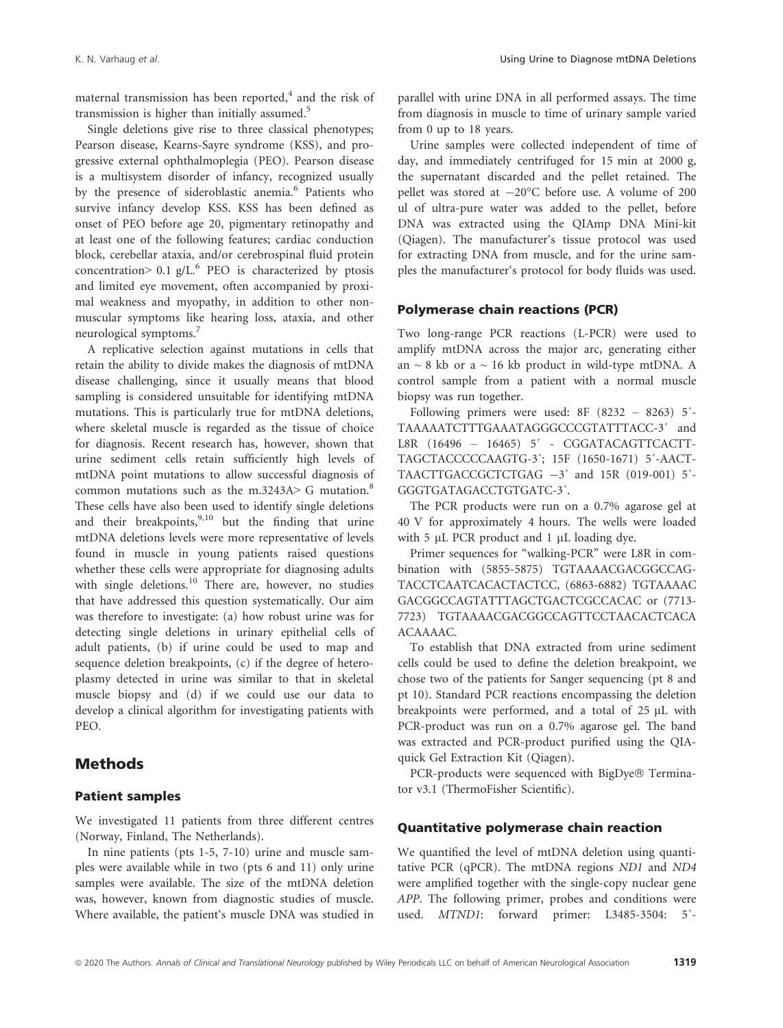maternal transmission has been reported,[4] and the risk of transmission is higher than initially assumed.[5]

Single deletions give rise to three classical phenotypes; Pearson disease, Kearns-Sayre syndrome (KSS), and progressive external ophthalmoplegia (PEO). Pearson disease is a multisystem disorder of infancy, recognized usually by the presence of sideroblastic anemia.[6] Patients who survive infancy develop KSS. KSS has been defined as onset of PEO before age 20, pigmentary retinopathy and at least one of the following features; cardiac conduction block, cerebellar ataxia, and/or cerebrospinal fluid protein concentration> 0.1 g/L.[6] PEO is characterized by ptosis and limited eye movement, often accompanied by proximal weakness and myopathy, in addition to other nonmuscular symptoms like hearing loss, ataxia, and other neurological symptoms.[7]

A replicative selection against mutations in cells that retain the ability to divide makes the diagnosis of mtDNA disease challenging, since it usually means that blood sampling is considered unsuitable for identifying mtDNA mutations. This is particularly true for mtDNA deletions, where skeletal muscle is regarded as the tissue of choice for diagnosis. Recent research has, however, shown that urine sediment cells retain sufficiently high levels of mtDNA point mutations to allow successful diagnosis of common mutations such as the m.3243A> G mutation.[8] These cells have also been used to identify single deletions and their breakpoints,[9,10] but the finding that urine mtDNA deletions levels were more representative of levels found in muscle in young patients raised questions whether these cells were appropriate for diagnosing adults with single deletions.[10] There are, however, no studies that have addressed this question systematically. Our aim was therefore to investigate: (a) how robust urine was for detecting single deletions in urinary epithelial cells of adult patients, (b) if urine could be used to map and sequence deletion breakpoints, (c) if the degree of heteroplasmy detected in urine was similar to that in skeletal muscle biopsy and (d) if we could use our data to develop a clinical algorithm for investigating patients with PEO.

## Methods

### Patient samples

We investigated 11 patients from three different centres (Norway, Finland, The Netherlands).

In nine patients (pts 1-5, 7-10) urine and muscle samples were available while in two (pts 6 and 11) only urine samples were available. The size of the mtDNA deletion was, however, known from diagnostic studies of muscle. Where available, the patient's muscle DNA was studied in parallel with urine DNA in all performed assays. The time from diagnosis in muscle to time of urinary sample varied from 0 up to 18 years.

Urine samples were collected independent of time of day, and immediately centrifuged for 15 min at 2000 g, the supernatant discarded and the pellet retained. The pellet was stored at −20°C before use. A volume of 200 ul of ultra-pure water was added to the pellet, before DNA was extracted using the QIAmp DNA Mini-kit (Qiagen). The manufacturer's tissue protocol was used for extracting DNA from muscle, and for the urine samples the manufacturer's protocol for body fluids was used.

### Polymerase chain reactions (PCR)

Two long-range PCR reactions (L-PCR) were used to amplify mtDNA across the major arc, generating either an ~ 8 kb or a ~ 16 kb product in wild-type mtDNA. A control sample from a patient with a normal muscle biopsy was run together.

Following primers were used: 8F (8232 – 8263) 5′-TAAAAATCTTTGAAATAGGGCCCGTATTTACC-3′ and L8R (16496 – 16465) 5′ - CGGATACAGTTCACTTTAGCTACCCCCAAGTG-3′; 15F (1650-1671) 5′-AACTTAACTTGACCGCTCTGAG −3′ and 15R (019-001) 5′-GGGTGATAGACCTGTGATC-3′.

The PCR products were run on a 0.7% agarose gel at 40 V for approximately 4 hours. The wells were loaded with 5 µL PCR product and 1 µL loading dye.

Primer sequences for "walking-PCR" were L8R in combination with (5855-5875) TGTAAAACGACGGCCAGTACCTCAATCACACTACTCC, (6863-6882) TGTAAAACGACGGCCAGTATTTAGCTGACTCGCCACAC or (7713-7723) TGTAAAACGACGGCCAGTTCCTAACACTCACAACAAAAC.

To establish that DNA extracted from urine sediment cells could be used to define the deletion breakpoint, we chose two of the patients for Sanger sequencing (pt 8 and pt 10). Standard PCR reactions encompassing the deletion breakpoints were performed, and a total of 25 µL with PCR-product was run on a 0.7% agarose gel. The band was extracted and PCR-product purified using the QIAquick Gel Extraction Kit (Qiagen).

PCR-products were sequenced with BigDye® Terminator v3.1 (ThermoFisher Scientific).

### Quantitative polymerase chain reaction

We quantified the level of mtDNA deletion using quantitative PCR (qPCR). The mtDNA regions *ND1* and *ND4* were amplified together with the single-copy nuclear gene *APP*. The following primer, probes and conditions were used. *MTND1*: forward primer: L3485-3504: 5′-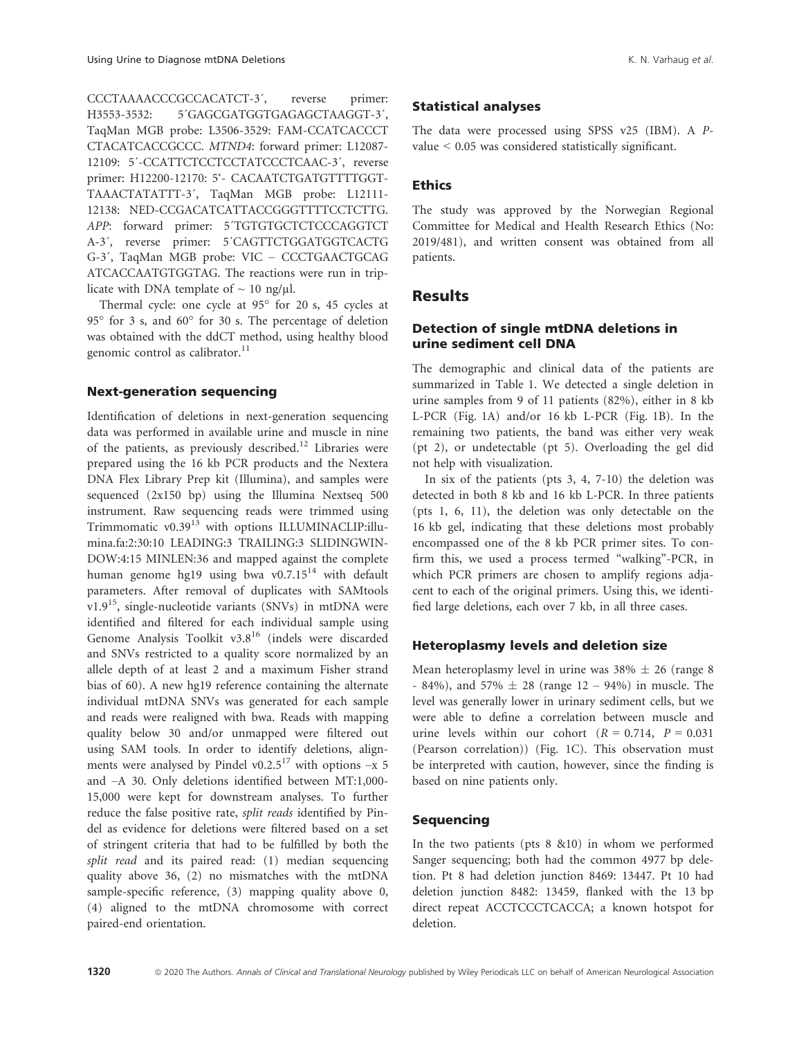CCCTAAAACCCGCCACATCT-3′, reverse primer: H3553-3532: 5′GAGCGATGGTGAGAGCTAAGGT-3′, TaqMan MGB probe: L3506-3529: FAM-CCATCACCCT CTACATCACCGCCC. *MTND4*: forward primer: L12087-12109: 5′-CCATTCTCCTCCTATCCCTCAAC-3′, reverse primer: H12200-12170: 5‘- CACAATCTGATGTTTTGGT-TAAACTATATTT-3′, TaqMan MGB probe: L12111-12138: NED-CCGACATCATTACCGGGTTTTCCTCTTG. *APP*: forward primer: 5′TGTGTGCTCTCCCAGGTCT A-3′, reverse primer: 5′CAGTTCTGGATGGTCACTG G-3′, TaqMan MGB probe: VIC – CCCTGAACTGCAG ATCACCAATGTGGTAG. The reactions were run in triplicate with DNA template of ~ 10 ng/µl.

Thermal cycle: one cycle at 95° for 20 s, 45 cycles at 95° for 3 s, and 60° for 30 s. The percentage of deletion was obtained with the ddCT method, using healthy blood genomic control as calibrator.[11]

### Next-generation sequencing

Identification of deletions in next-generation sequencing data was performed in available urine and muscle in nine of the patients, as previously described.[12] Libraries were prepared using the 16 kb PCR products and the Nextera DNA Flex Library Prep kit (Illumina), and samples were sequenced (2x150 bp) using the Illumina Nextseq 500 instrument. Raw sequencing reads were trimmed using Trimmomatic v0.39[13] with options ILLUMINACLIP:illumina.fa:2:30:10 LEADING:3 TRAILING:3 SLIDINGWINDOW:4:15 MINLEN:36 and mapped against the complete human genome hg19 using bwa v0.7.15[14] with default parameters. After removal of duplicates with SAMtools v1.9[15], single-nucleotide variants (SNVs) in mtDNA were identified and filtered for each individual sample using Genome Analysis Toolkit v3.8[16] (indels were discarded and SNVs restricted to a quality score normalized by an allele depth of at least 2 and a maximum Fisher strand bias of 60). A new hg19 reference containing the alternate individual mtDNA SNVs was generated for each sample and reads were realigned with bwa. Reads with mapping quality below 30 and/or unmapped were filtered out using SAM tools. In order to identify deletions, alignments were analysed by Pindel v0.2.5[17] with options –x 5 and –A 30. Only deletions identified between MT:1,000-15,000 were kept for downstream analyses. To further reduce the false positive rate, *split reads* identified by Pindel as evidence for deletions were filtered based on a set of stringent criteria that had to be fulfilled by both the *split read* and its paired read: (1) median sequencing quality above 36, (2) no mismatches with the mtDNA sample-specific reference, (3) mapping quality above 0, (4) aligned to the mtDNA chromosome with correct paired-end orientation.

### Statistical analyses

The data were processed using SPSS v25 (IBM). A $P$-value < 0.05 was considered statistically significant.

### Ethics

The study was approved by the Norwegian Regional Committee for Medical and Health Research Ethics (No: 2019/481), and written consent was obtained from all patients.

## Results

### Detection of single mtDNA deletions in urine sediment cell DNA

The demographic and clinical data of the patients are summarized in Table 1. We detected a single deletion in urine samples from 9 of 11 patients (82%), either in 8 kb L-PCR (Fig. 1A) and/or 16 kb L-PCR (Fig. 1B). In the remaining two patients, the band was either very weak (pt 2), or undetectable (pt 5). Overloading the gel did not help with visualization.

In six of the patients (pts 3, 4, 7-10) the deletion was detected in both 8 kb and 16 kb L-PCR. In three patients (pts 1, 6, 11), the deletion was only detectable on the 16 kb gel, indicating that these deletions most probably encompassed one of the 8 kb PCR primer sites. To confirm this, we used a process termed "walking"-PCR, in which PCR primers are chosen to amplify regions adjacent to each of the original primers. Using this, we identified large deletions, each over 7 kb, in all three cases.

### Heteroplasmy levels and deletion size

Mean heteroplasmy level in urine was 38% ± 26 (range 8 - 84%), and 57% ± 28 (range 12 – 94%) in muscle. The level was generally lower in urinary sediment cells, but we were able to define a correlation between muscle and urine levels within our cohort ($R = 0.714$, $P = 0.031$ (Pearson correlation)) (Fig. 1C). This observation must be interpreted with caution, however, since the finding is based on nine patients only.

### Sequencing

In the two patients (pts 8 &10) in whom we performed Sanger sequencing; both had the common 4977 bp deletion. Pt 8 had deletion junction 8469: 13447. Pt 10 had deletion junction 8482: 13459, flanked with the 13 bp direct repeat ACCTCCCTCACCA; a known hotspot for deletion.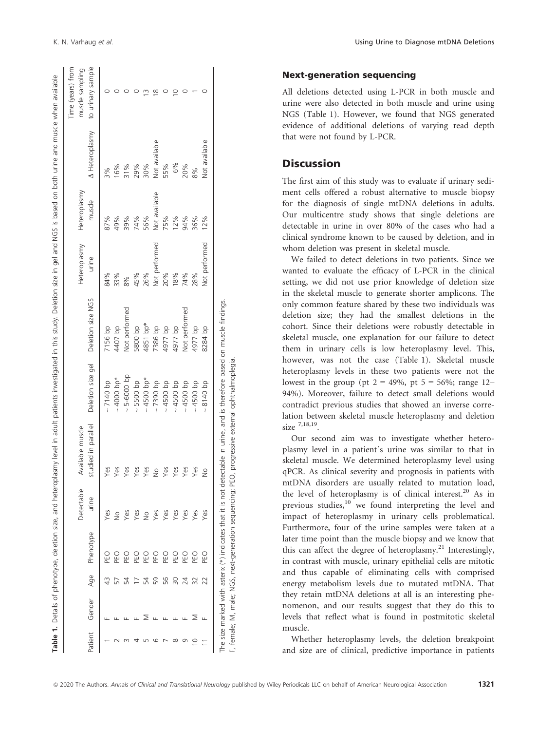**Table 1.** Details of phenotype, deletion size, and heteroplasmy level in adult patients investigated in this study. Deletion size in gel and NGS is based on both urine and muscle when available

| Patient | Gender | Age | Phenotype | Detectable urine | Available muscle studied in parallel | Deletion size gel | Deletion size NGS | Heteroplasmy urine | Heteroplasmy muscle | Δ Heteroplasmy | Time (years) from muscle sampling to urinary sample |
|---|---|---|---|---|---|---|---|---|---|---|---|
| 1 | F | 43 | PEO | Yes | Yes | ~ 7140 bp | 7156 bp | 84% | 87% | 3% | 0 |
| 2 | F | 57 | PEO | No | Yes | ~ 4000 bp* | 4407 bp | 33% | 49% | 16% | 0 |
| 3 | F | 54 | PEO | Yes | Yes | ~ 5-6000 bp | Not performed | 8% | 39% | 31% | 0 |
| 4 | F | 17 | PEO | Yes | Yes | ~ 5500 bp | 5800 bp | 45% | 74% | 29% | 0 |
| 5 | M | 54 | PEO | No | Yes | ~ 4500 bp* | 4851 bp* | 26% | 56% | 30% | 13 |
| 6 | F | 59 | PEO | Yes | No | ~ 7390 bp | 7386 bp | Not performed | Not available | Not available | 18 |
| 7 | F | 56 | PEO | Yes | Yes | ~ 4500 bp | 4977 bp | 20% | 75% | 55% | 0 |
| 8 | F | 30 | PEO | Yes | Yes | ~ 4500 bp | 4977 bp | 18% | 12% | −6% | 10 |
| 9 | F | 24 | PEO | Yes | Yes | ~ 4500 bp | Not performed | 74% | 94% | 20% | 0 |
| 10 | M | 32 | PEO | Yes | Yes | ~ 4500 bp | 4977 bp | 28% | 36% | 8% | 1 |
| 11 | F | 22 | PEO | Yes | No | ~ 8140 bp | 8284 bp | Not performed | 12% | Not available | 0 |

The size marked with asterix (*) indicates that it is not detectable in urine, and is therefore based on muscle findings.
F, female; M, male; NGS, next-generation sequencing; PEO, progressive external ophthalmoplegia.

### Next-generation sequencing

All deletions detected using L-PCR in both muscle and urine were also detected in both muscle and urine using NGS (Table 1). However, we found that NGS generated evidence of additional deletions of varying read depth that were not found by L-PCR.

## Discussion

The first aim of this study was to evaluate if urinary sediment cells offered a robust alternative to muscle biopsy for the diagnosis of single mtDNA deletions in adults. Our multicentre study shows that single deletions are detectable in urine in over 80% of the cases who had a clinical syndrome known to be caused by deletion, and in whom deletion was present in skeletal muscle.

We failed to detect deletions in two patients. Since we wanted to evaluate the efficacy of L-PCR in the clinical setting, we did not use prior knowledge of deletion size in the skeletal muscle to generate shorter amplicons. The only common feature shared by these two individuals was deletion size; they had the smallest deletions in the cohort. Since their deletions were robustly detectable in skeletal muscle, one explanation for our failure to detect them in urinary cells is low heteroplasmy level. This, however, was not the case (Table 1). Skeletal muscle heteroplasmy levels in these two patients were not the lowest in the group (pt 2 = 49%, pt 5 = 56%; range 12–94%). Moreover, failure to detect small deletions would contradict previous studies that showed an inverse correlation between skeletal muscle heteroplasmy and deletion size [7,18,19].

Our second aim was to investigate whether heteroplasmy level in a patient´s urine was similar to that in skeletal muscle. We determined heteroplasmy level using qPCR. As clinical severity and prognosis in patients with mtDNA disorders are usually related to mutation load, the level of heteroplasmy is of clinical interest.[20] As in previous studies,[10] we found interpreting the level and impact of heteroplasmy in urinary cells problematical. Furthermore, four of the urine samples were taken at a later time point than the muscle biopsy and we know that this can affect the degree of heteroplasmy.[21] Interestingly, in contrast with muscle, urinary epithelial cells are mitotic and thus capable of eliminating cells with comprised energy metabolism levels due to mutated mtDNA. That they retain mtDNA deletions at all is an interesting phenomenon, and our results suggest that they do this to levels that reflect what is found in postmitotic skeletal muscle.

Whether heteroplasmy levels, the deletion breakpoint and size are of clinical, predictive importance in patients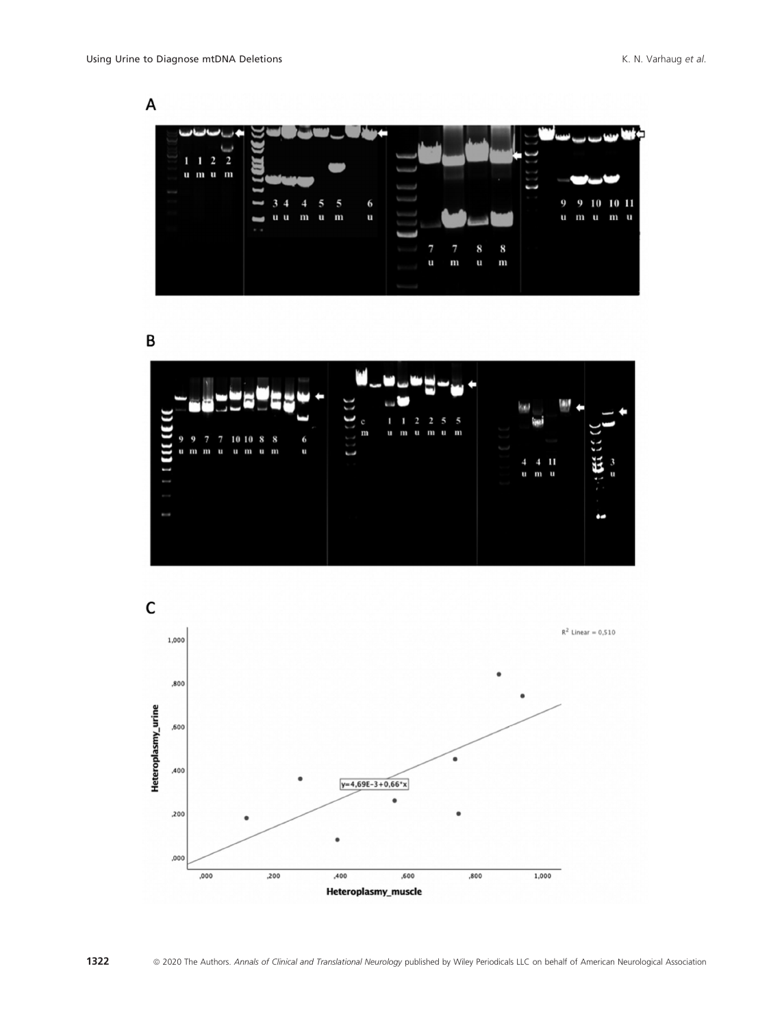A

B

C

$R^2$ Linear = 0,510

$y=4,69E-3+0,66*x$

Heteroplasmy_urine

Heteroplasmy_muscle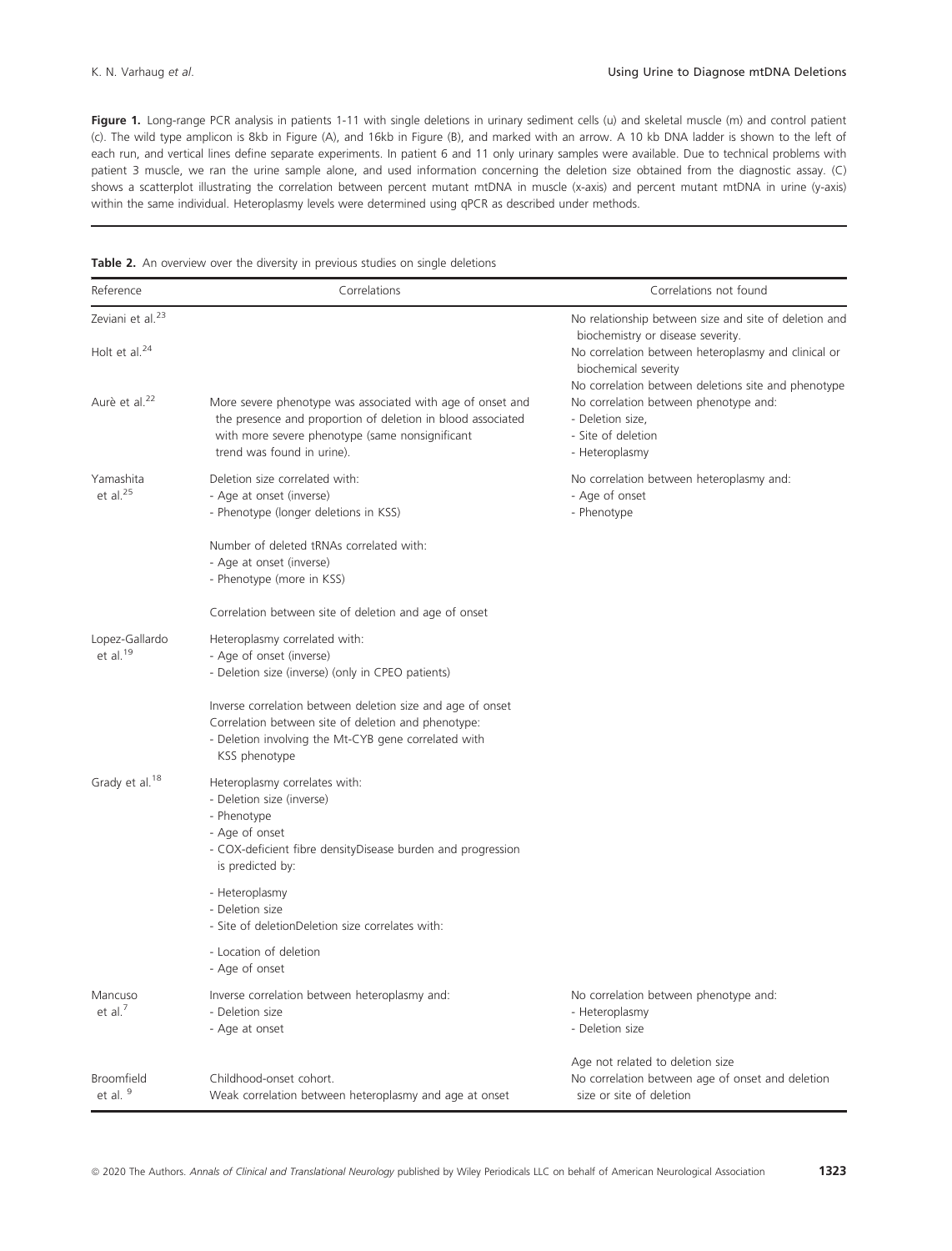**Figure 1.** Long-range PCR analysis in patients 1-11 with single deletions in urinary sediment cells (u) and skeletal muscle (m) and control patient (c). The wild type amplicon is 8kb in Figure (A), and 16kb in Figure (B), and marked with an arrow. A 10 kb DNA ladder is shown to the left of each run, and vertical lines define separate experiments. In patient 6 and 11 only urinary samples were available. Due to technical problems with patient 3 muscle, we ran the urine sample alone, and used information concerning the deletion size obtained from the diagnostic assay. (C) shows a scatterplot illustrating the correlation between percent mutant mtDNA in muscle (x-axis) and percent mutant mtDNA in urine (y-axis) within the same individual. Heteroplasmy levels were determined using qPCR as described under methods.

**Table 2.** An overview over the diversity in previous studies on single deletions

| Reference | Correlations | Correlations not found |
|---|---|---|
| Zeviani et al.[23] | | No relationship between size and site of deletion and biochemistry or disease severity. |
| Holt et al.[24] | | No correlation between heteroplasmy and clinical or biochemical severity<br>No correlation between deletions site and phenotype |
| Aurè et al.[22] | More severe phenotype was associated with age of onset and the presence and proportion of deletion in blood associated with more severe phenotype (same nonsignificant trend was found in urine). | No correlation between phenotype and:<br>- Deletion size,<br>- Site of deletion<br>- Heteroplasmy |
| Yamashita et al.[25] | Deletion size correlated with:<br>- Age at onset (inverse)<br>- Phenotype (longer deletions in KSS)<br><br>Number of deleted tRNAs correlated with:<br>- Age at onset (inverse)<br>- Phenotype (more in KSS)<br><br>Correlation between site of deletion and age of onset | No correlation between heteroplasmy and:<br>- Age of onset<br>- Phenotype |
| Lopez-Gallardo et al.[19] | Heteroplasmy correlated with:<br>- Age of onset (inverse)<br>- Deletion size (inverse) (only in CPEO patients)<br><br>Inverse correlation between deletion size and age of onset<br>Correlation between site of deletion and phenotype:<br>- Deletion involving the Mt-CYB gene correlated with KSS phenotype | |
| Grady et al.[18] | Heteroplasmy correlates with:<br>- Deletion size (inverse)<br>- Phenotype<br>- Age of onset<br>- COX-deficient fibre densityDisease burden and progression is predicted by:<br><br>- Heteroplasmy<br>- Deletion size<br>- Site of deletionDeletion size correlates with:<br><br>- Location of deletion<br>- Age of onset | |
| Mancuso et al.[7] | Inverse correlation between heteroplasmy and:<br>- Deletion size<br>- Age at onset | No correlation between phenotype and:<br>- Heteroplasmy<br>- Deletion size<br><br>Age not related to deletion size |
| Broomfield et al. [9] | Childhood-onset cohort.<br>Weak correlation between heteroplasmy and age at onset | No correlation between age of onset and deletion size or site of deletion |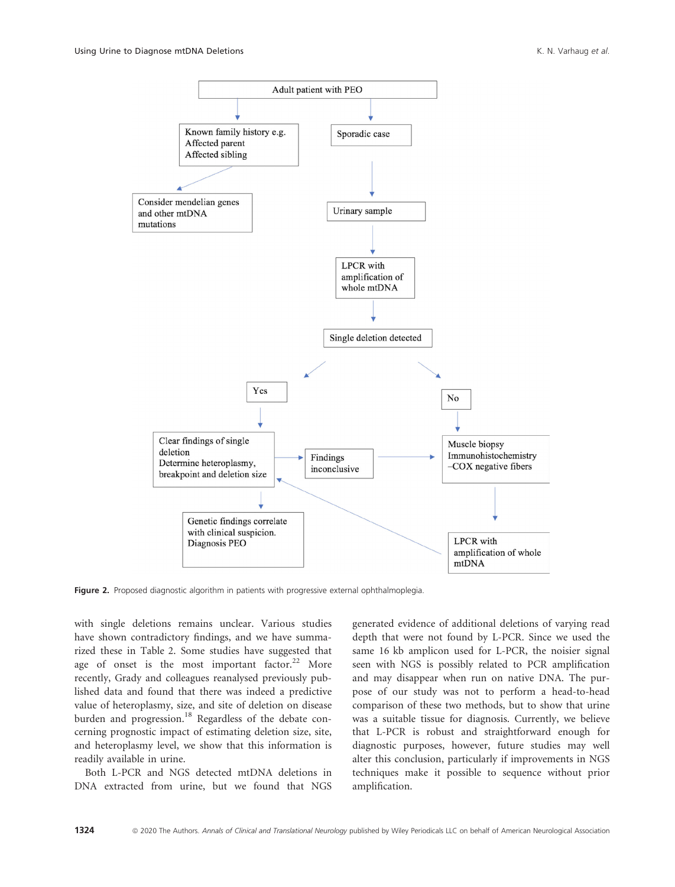Adult patient with PEO

Known family history e.g.
Affected parent
Affected sibling

Sporadic case

Consider mendelian genes and other mtDNA mutations

Urinary sample

LPCR with amplification of whole mtDNA

Single deletion detected

Yes

No

Clear findings of single deletion
Determine heteroplasmy, breakpoint and deletion size

Findings inconclusive

Muscle biopsy
Immunohistochemistry
–COX negative fibers

Genetic findings correlate with clinical suspicion.
Diagnosis PEO

LPCR with amplification of whole mtDNA

**Figure 2.** Proposed diagnostic algorithm in patients with progressive external ophthalmoplegia.

with single deletions remains unclear. Various studies have shown contradictory findings, and we have summarized these in Table 2. Some studies have suggested that age of onset is the most important factor.[22] More recently, Grady and colleagues reanalysed previously published data and found that there was indeed a predictive value of heteroplasmy, size, and site of deletion on disease burden and progression.[18] Regardless of the debate concerning prognostic impact of estimating deletion size, site, and heteroplasmy level, we show that this information is readily available in urine.

Both L-PCR and NGS detected mtDNA deletions in DNA extracted from urine, but we found that NGS generated evidence of additional deletions of varying read depth that were not found by L-PCR. Since we used the same 16 kb amplicon used for L-PCR, the noisier signal seen with NGS is possibly related to PCR amplification and may disappear when run on native DNA. The purpose of our study was not to perform a head-to-head comparison of these two methods, but to show that urine was a suitable tissue for diagnosis. Currently, we believe that L-PCR is robust and straightforward enough for diagnostic purposes, however, future studies may well alter this conclusion, particularly if improvements in NGS techniques make it possible to sequence without prior amplification.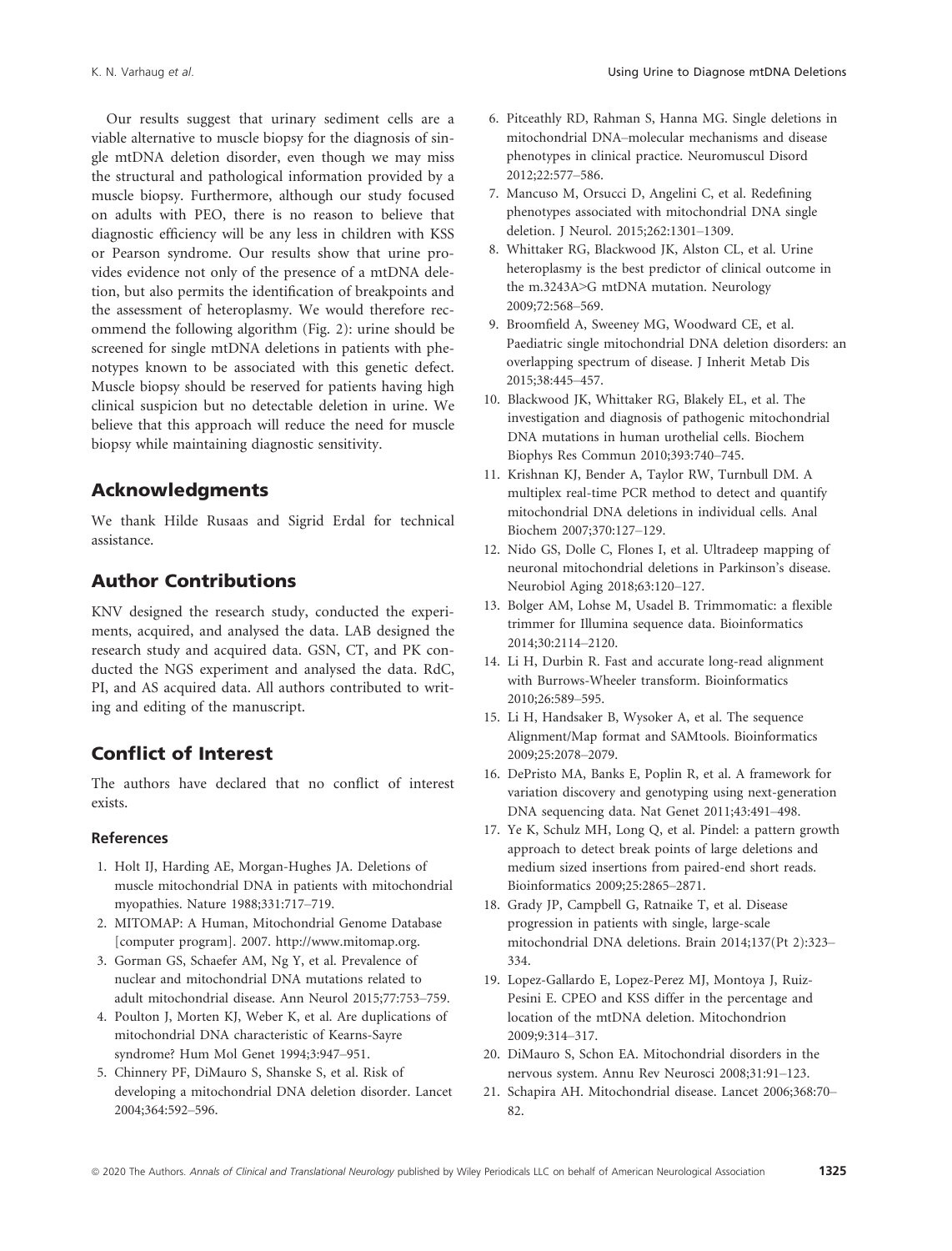Our results suggest that urinary sediment cells are a viable alternative to muscle biopsy for the diagnosis of single mtDNA deletion disorder, even though we may miss the structural and pathological information provided by a muscle biopsy. Furthermore, although our study focused on adults with PEO, there is no reason to believe that diagnostic efficiency will be any less in children with KSS or Pearson syndrome. Our results show that urine provides evidence not only of the presence of a mtDNA deletion, but also permits the identification of breakpoints and the assessment of heteroplasmy. We would therefore recommend the following algorithm (Fig. 2): urine should be screened for single mtDNA deletions in patients with phenotypes known to be associated with this genetic defect. Muscle biopsy should be reserved for patients having high clinical suspicion but no detectable deletion in urine. We believe that this approach will reduce the need for muscle biopsy while maintaining diagnostic sensitivity.

## Acknowledgments

We thank Hilde Rusaas and Sigrid Erdal for technical assistance.

## Author Contributions

KNV designed the research study, conducted the experiments, acquired, and analysed the data. LAB designed the research study and acquired data. GSN, CT, and PK conducted the NGS experiment and analysed the data. RdC, PI, and AS acquired data. All authors contributed to writing and editing of the manuscript.

## Conflict of Interest

The authors have declared that no conflict of interest exists.

### References

1. Holt IJ, Harding AE, Morgan-Hughes JA. Deletions of muscle mitochondrial DNA in patients with mitochondrial myopathies. Nature 1988;331:717–719.
2. MITOMAP: A Human, Mitochondrial Genome Database [computer program]. 2007. http://www.mitomap.org.
3. Gorman GS, Schaefer AM, Ng Y, et al. Prevalence of nuclear and mitochondrial DNA mutations related to adult mitochondrial disease. Ann Neurol 2015;77:753–759.
4. Poulton J, Morten KJ, Weber K, et al. Are duplications of mitochondrial DNA characteristic of Kearns-Sayre syndrome? Hum Mol Genet 1994;3:947–951.
5. Chinnery PF, DiMauro S, Shanske S, et al. Risk of developing a mitochondrial DNA deletion disorder. Lancet 2004;364:592–596.
6. Pitceathly RD, Rahman S, Hanna MG. Single deletions in mitochondrial DNA–molecular mechanisms and disease phenotypes in clinical practice. Neuromuscul Disord 2012;22:577–586.
7. Mancuso M, Orsucci D, Angelini C, et al. Redefining phenotypes associated with mitochondrial DNA single deletion. J Neurol. 2015;262:1301–1309.
8. Whittaker RG, Blackwood JK, Alston CL, et al. Urine heteroplasmy is the best predictor of clinical outcome in the m.3243A>G mtDNA mutation. Neurology 2009;72:568–569.
9. Broomfield A, Sweeney MG, Woodward CE, et al. Paediatric single mitochondrial DNA deletion disorders: an overlapping spectrum of disease. J Inherit Metab Dis 2015;38:445–457.
10. Blackwood JK, Whittaker RG, Blakely EL, et al. The investigation and diagnosis of pathogenic mitochondrial DNA mutations in human urothelial cells. Biochem Biophys Res Commun 2010;393:740–745.
11. Krishnan KJ, Bender A, Taylor RW, Turnbull DM. A multiplex real-time PCR method to detect and quantify mitochondrial DNA deletions in individual cells. Anal Biochem 2007;370:127–129.
12. Nido GS, Dolle C, Flones I, et al. Ultradeep mapping of neuronal mitochondrial deletions in Parkinson's disease. Neurobiol Aging 2018;63:120–127.
13. Bolger AM, Lohse M, Usadel B. Trimmomatic: a flexible trimmer for Illumina sequence data. Bioinformatics 2014;30:2114–2120.
14. Li H, Durbin R. Fast and accurate long-read alignment with Burrows-Wheeler transform. Bioinformatics 2010;26:589–595.
15. Li H, Handsaker B, Wysoker A, et al. The sequence Alignment/Map format and SAMtools. Bioinformatics 2009;25:2078–2079.
16. DePristo MA, Banks E, Poplin R, et al. A framework for variation discovery and genotyping using next-generation DNA sequencing data. Nat Genet 2011;43:491–498.
17. Ye K, Schulz MH, Long Q, et al. Pindel: a pattern growth approach to detect break points of large deletions and medium sized insertions from paired-end short reads. Bioinformatics 2009;25:2865–2871.
18. Grady JP, Campbell G, Ratnaike T, et al. Disease progression in patients with single, large-scale mitochondrial DNA deletions. Brain 2014;137(Pt 2):323–334.
19. Lopez-Gallardo E, Lopez-Perez MJ, Montoya J, Ruiz-Pesini E. CPEO and KSS differ in the percentage and location of the mtDNA deletion. Mitochondrion 2009;9:314–317.
20. DiMauro S, Schon EA. Mitochondrial disorders in the nervous system. Annu Rev Neurosci 2008;31:91–123.
21. Schapira AH. Mitochondrial disease. Lancet 2006;368:70–82.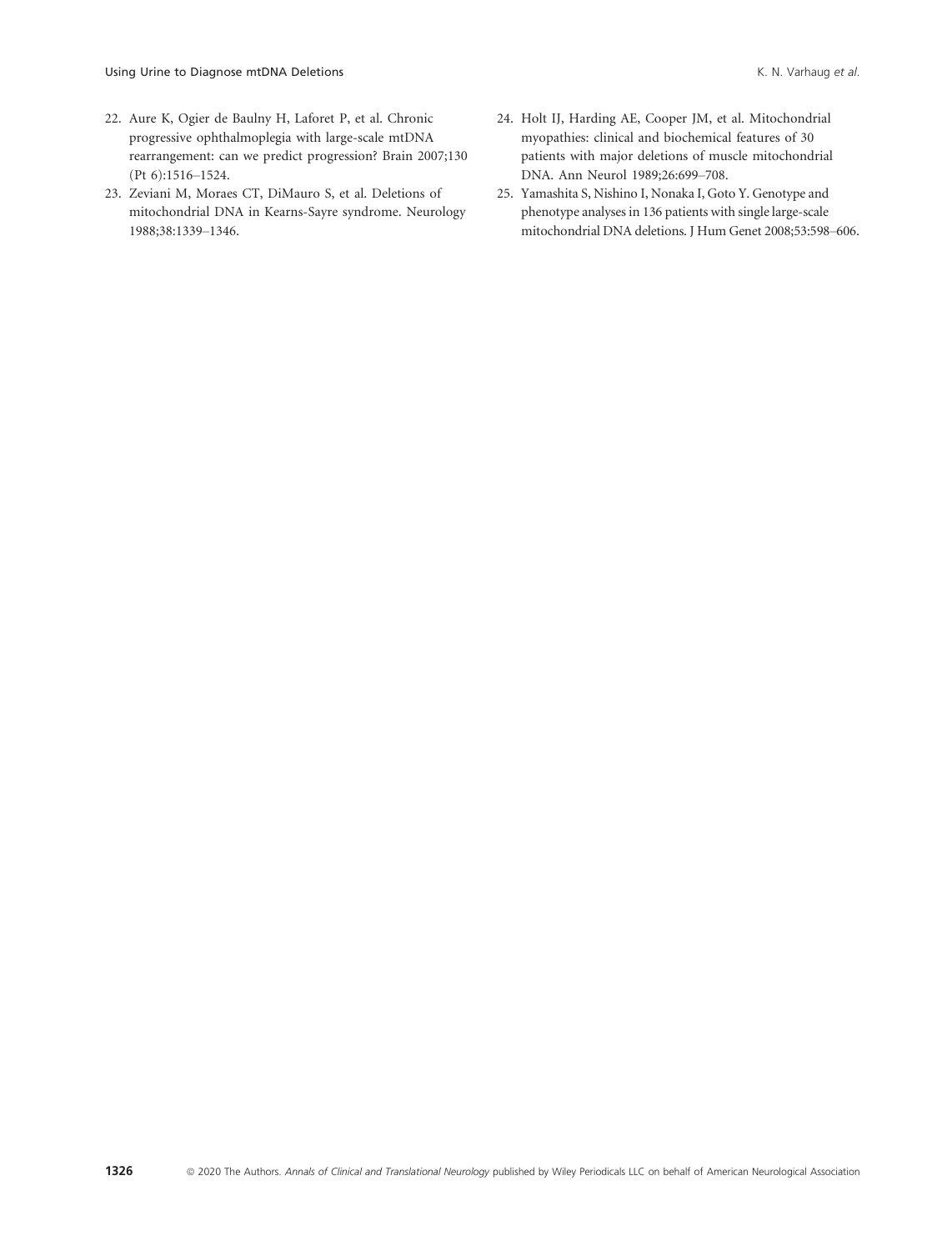22. Aure K, Ogier de Baulny H, Laforet P, et al. Chronic progressive ophthalmoplegia with large-scale mtDNA rearrangement: can we predict progression? Brain 2007;130 (Pt 6):1516–1524.
23. Zeviani M, Moraes CT, DiMauro S, et al. Deletions of mitochondrial DNA in Kearns-Sayre syndrome. Neurology 1988;38:1339–1346.
24. Holt IJ, Harding AE, Cooper JM, et al. Mitochondrial myopathies: clinical and biochemical features of 30 patients with major deletions of muscle mitochondrial DNA. Ann Neurol 1989;26:699–708.
25. Yamashita S, Nishino I, Nonaka I, Goto Y. Genotype and phenotype analyses in 136 patients with single large-scale mitochondrial DNA deletions. J Hum Genet 2008;53:598–606.